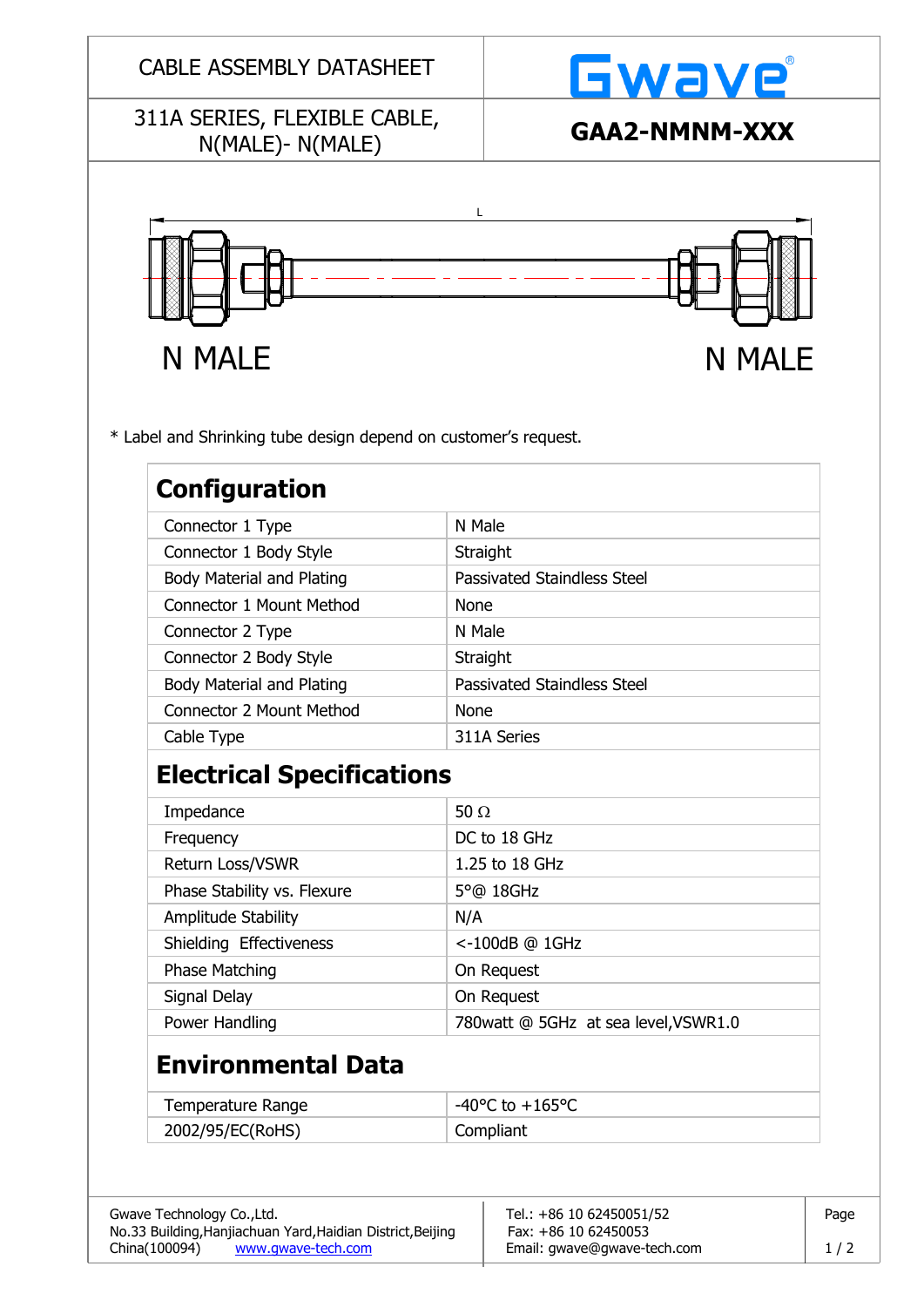CABLE ASSEMBLY DATASHEET

Gwave

311A SERIES, FLEXIBLE CABLE, N(MALE)- N(MALE)

**GAA2-NMNM-XXX**

L

N MALE

N MALE

* Label and Shrinking tube design depend on customer's request.

## Configuration

| | |
|---|---|
| Connector 1 Type | N Male |
| Connector 1 Body Style | Straight |
| Body Material and Plating | Passivated Staindless Steel |
| Connector 1 Mount Method | None |
| Connector 2 Type | N Male |
| Connector 2 Body Style | Straight |
| Body Material and Plating | Passivated Staindless Steel |
| Connector 2 Mount Method | None |
| Cable Type | 311A Series |

## Electrical Specifications

| | |
|---|---|
| Impedance | 50 Ω |
| Frequency | DC to 18 GHz |
| Return Loss/VSWR | 1.25 to 18 GHz |
| Phase Stability vs. Flexure | 5°@ 18GHz |
| Amplitude Stability | N/A |
| Shielding Effectiveness | <-100dB @ 1GHz |
| Phase Matching | On Request |
| Signal Delay | On Request |
| Power Handling | 780watt @ 5GHz at sea level,VSWR1.0 |

## Environmental Data

| | |
|---|---|
| Temperature Range | -40°C to +165°C |
| 2002/95/EC(RoHS) | Compliant |

Gwave Technology Co.,Ltd.
No.33 Building,Hanjiachuan Yard,Haidian District,Beijing
China(100094) www.gwave-tech.com

Tel.: +86 10 62450051/52
Fax: +86 10 62450053
Email: gwave@gwave-tech.com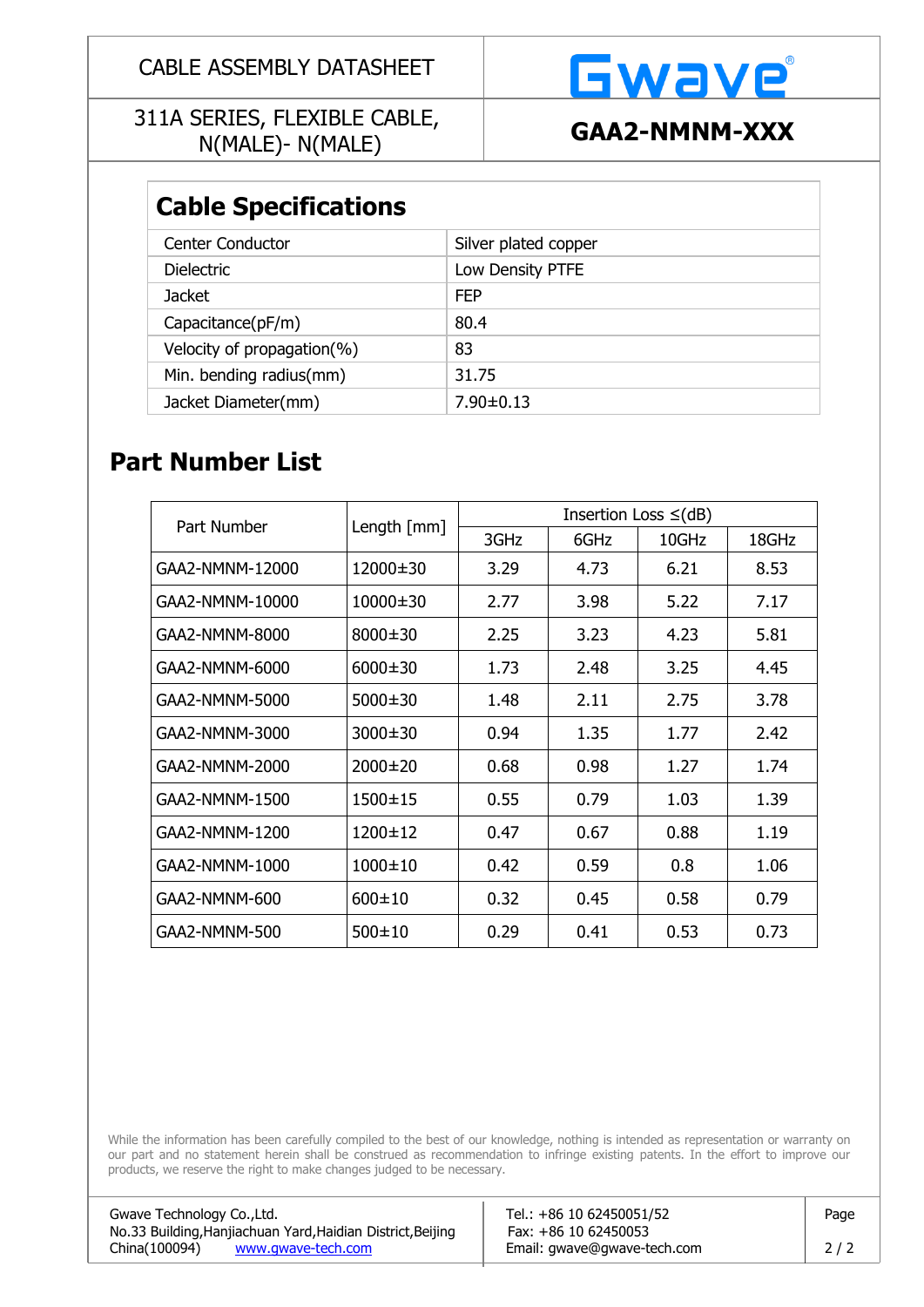CABLE ASSEMBLY DATASHEET

311A SERIES, FLEXIBLE CABLE, N(MALE)- N(MALE)

**GAA2-NMNM-XXX**

## Cable Specifications

| | |
|---|---|
| Center Conductor | Silver plated copper |
| Dielectric | Low Density PTFE |
| Jacket | FEP |
| Capacitance(pF/m) | 80.4 |
| Velocity of propagation(%) | 83 |
| Min. bending radius(mm) | 31.75 |
| Jacket Diameter(mm) | 7.90±0.13 |

## Part Number List

| Part Number | Length [mm] | Insertion Loss ≤(dB) | | | |
|---|---|---|---|---|---|
| | | 3GHz | 6GHz | 10GHz | 18GHz |
| GAA2-NMNM-12000 | 12000±30 | 3.29 | 4.73 | 6.21 | 8.53 |
| GAA2-NMNM-10000 | 10000±30 | 2.77 | 3.98 | 5.22 | 7.17 |
| GAA2-NMNM-8000 | 8000±30 | 2.25 | 3.23 | 4.23 | 5.81 |
| GAA2-NMNM-6000 | 6000±30 | 1.73 | 2.48 | 3.25 | 4.45 |
| GAA2-NMNM-5000 | 5000±30 | 1.48 | 2.11 | 2.75 | 3.78 |
| GAA2-NMNM-3000 | 3000±30 | 0.94 | 1.35 | 1.77 | 2.42 |
| GAA2-NMNM-2000 | 2000±20 | 0.68 | 0.98 | 1.27 | 1.74 |
| GAA2-NMNM-1500 | 1500±15 | 0.55 | 0.79 | 1.03 | 1.39 |
| GAA2-NMNM-1200 | 1200±12 | 0.47 | 0.67 | 0.88 | 1.19 |
| GAA2-NMNM-1000 | 1000±10 | 0.42 | 0.59 | 0.8 | 1.06 |
| GAA2-NMNM-600 | 600±10 | 0.32 | 0.45 | 0.58 | 0.79 |
| GAA2-NMNM-500 | 500±10 | 0.29 | 0.41 | 0.53 | 0.73 |

While the information has been carefully compiled to the best of our knowledge, nothing is intended as representation or warranty on our part and no statement herein shall be construed as recommendation to infringe existing patents. In the effort to improve our products, we reserve the right to make changes judged to be necessary.

Gwave Technology Co.,Ltd.
No.33 Building,Hanjiachuan Yard,Haidian District,Beijing
China(100094) www.gwave-tech.com

Tel.: +86 10 62450051/52
Fax: +86 10 62450053
Email: gwave@gwave-tech.com